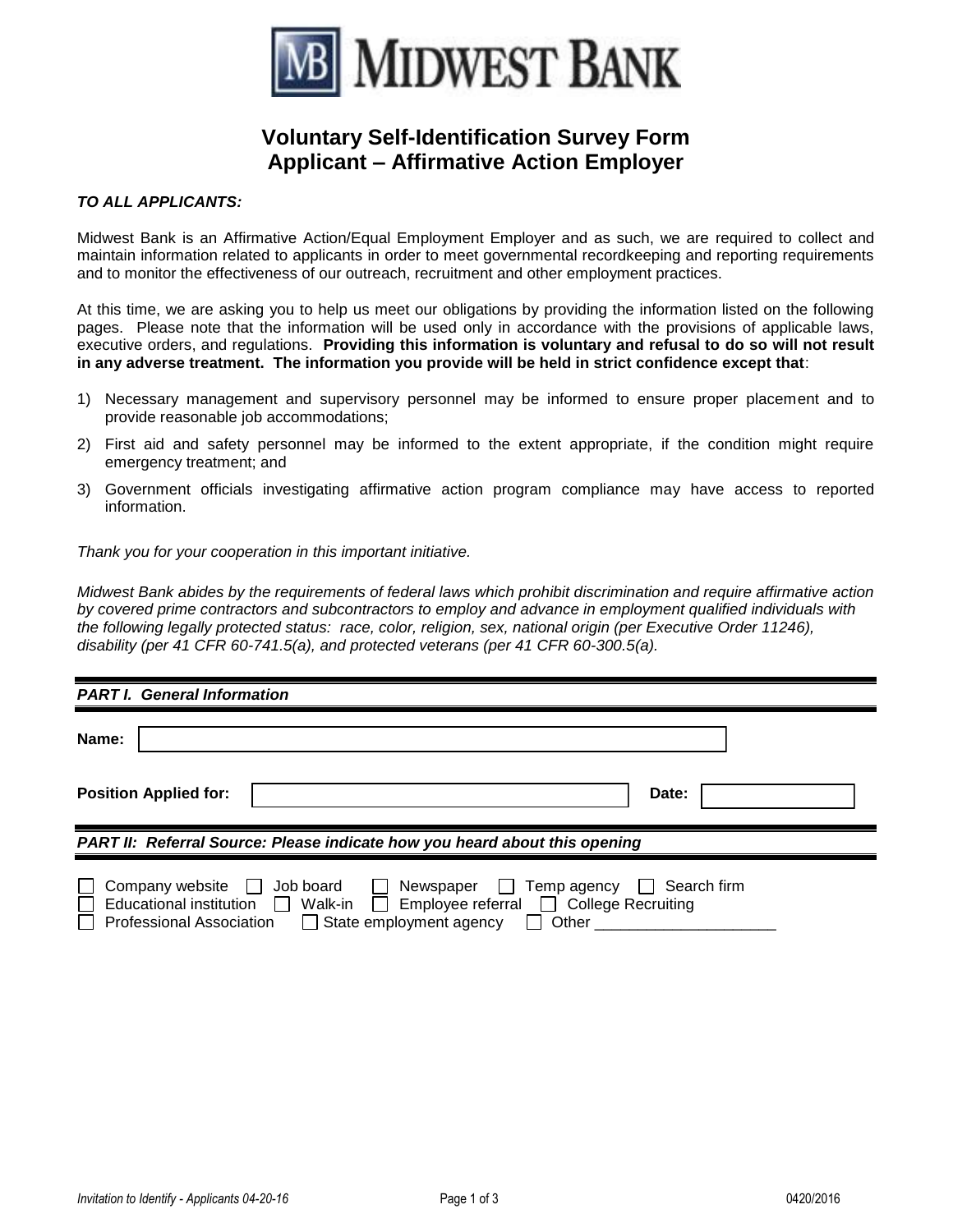# MIDWEST BANK

## Voluntary Self-Identification Survey Form
## Applicant – Affirmative Action Employer

***TO ALL APPLICANTS:***

Midwest Bank is an Affirmative Action/Equal Employment Employer and as such, we are required to collect and maintain information related to applicants in order to meet governmental recordkeeping and reporting requirements and to monitor the effectiveness of our outreach, recruitment and other employment practices.

At this time, we are asking you to help us meet our obligations by providing the information listed on the following pages. Please note that the information will be used only in accordance with the provisions of applicable laws, executive orders, and regulations. **Providing this information is voluntary and refusal to do so will not result in any adverse treatment. The information you provide will be held in strict confidence except that**:

1) Necessary management and supervisory personnel may be informed to ensure proper placement and to provide reasonable job accommodations;
2) First aid and safety personnel may be informed to the extent appropriate, if the condition might require emergency treatment; and
3) Government officials investigating affirmative action program compliance may have access to reported information.

*Thank you for your cooperation in this important initiative.*

*Midwest Bank abides by the requirements of federal laws which prohibit discrimination and require affirmative action by covered prime contractors and subcontractors to employ and advance in employment qualified individuals with the following legally protected status: race, color, religion, sex, national origin (per Executive Order 11246), disability (per 41 CFR 60-741.5(a), and protected veterans (per 41 CFR 60-300.5(a).*

***PART I. General Information***

**Name:** ______________________________

**Position Applied for:** ______________________________ **Date:** ______________

***PART II: Referral Source: Please indicate how you heard about this opening***

☐ Company website ☐ Job board ☐ Newspaper ☐ Temp agency ☐ Search firm
☐ Educational institution ☐ Walk-in ☐ Employee referral ☐ College Recruiting
☐ Professional Association ☐ State employment agency ☐ Other ____________________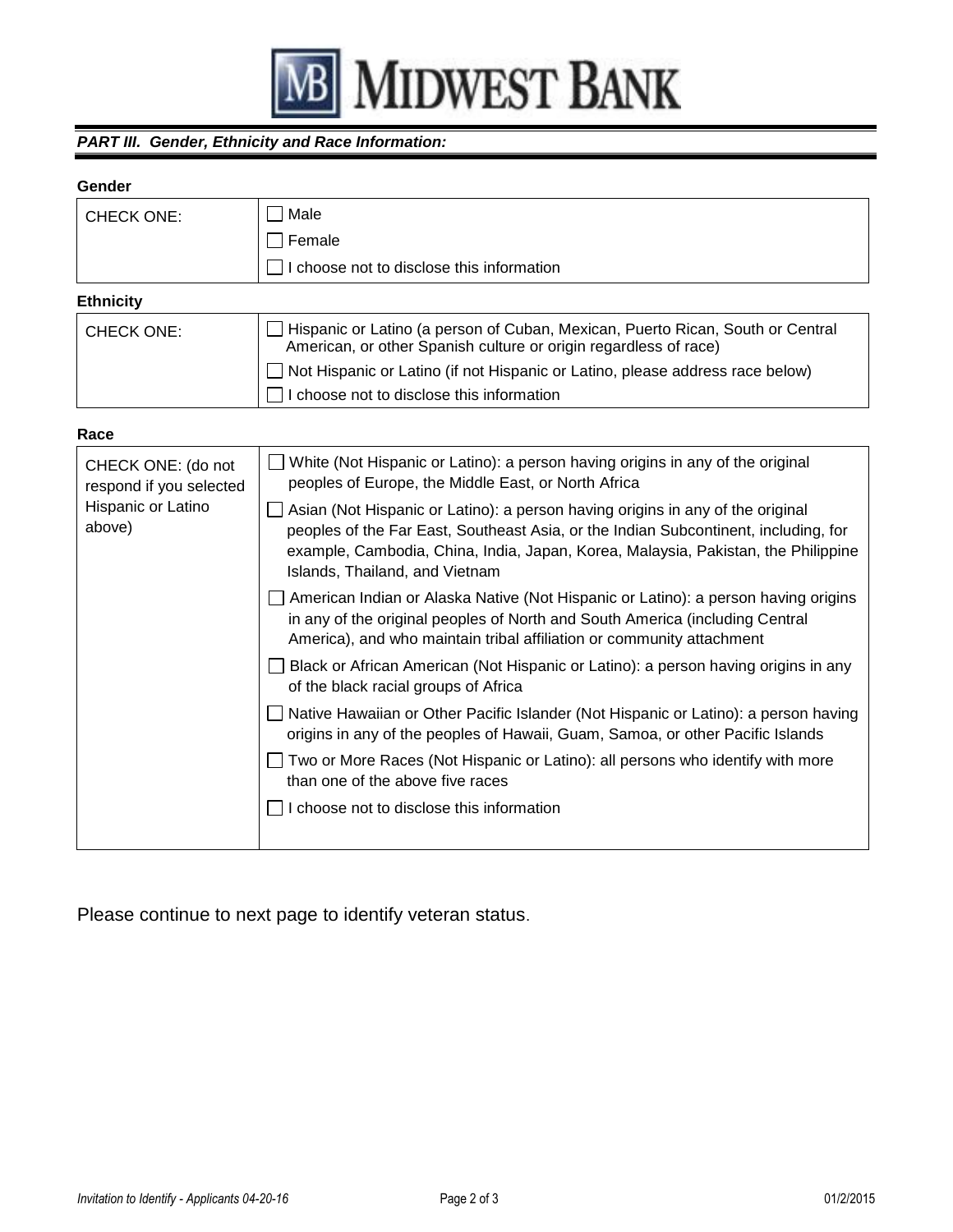MIDWEST BANK

***PART III. Gender, Ethnicity and Race Information:***

**Gender**

| CHECK ONE: | ☐ Male<br>☐ Female<br>☐ I choose not to disclose this information |
|---|---|

**Ethnicity**

| CHECK ONE: | ☐ Hispanic or Latino (a person of Cuban, Mexican, Puerto Rican, South or Central American, or other Spanish culture or origin regardless of race)<br>☐ Not Hispanic or Latino (if not Hispanic or Latino, please address race below)<br>☐ I choose not to disclose this information |
|---|---|

**Race**

| CHECK ONE: (do not respond if you selected Hispanic or Latino above) | ☐ White (Not Hispanic or Latino): a person having origins in any of the original peoples of Europe, the Middle East, or North Africa<br>☐ Asian (Not Hispanic or Latino): a person having origins in any of the original peoples of the Far East, Southeast Asia, or the Indian Subcontinent, including, for example, Cambodia, China, India, Japan, Korea, Malaysia, Pakistan, the Philippine Islands, Thailand, and Vietnam<br>☐ American Indian or Alaska Native (Not Hispanic or Latino): a person having origins in any of the original peoples of North and South America (including Central America), and who maintain tribal affiliation or community attachment<br>☐ Black or African American (Not Hispanic or Latino): a person having origins in any of the black racial groups of Africa<br>☐ Native Hawaiian or Other Pacific Islander (Not Hispanic or Latino): a person having origins in any of the peoples of Hawaii, Guam, Samoa, or other Pacific Islands<br>☐ Two or More Races (Not Hispanic or Latino): all persons who identify with more than one of the above five races<br>☐ I choose not to disclose this information |
|---|---|

Please continue to next page to identify veteran status.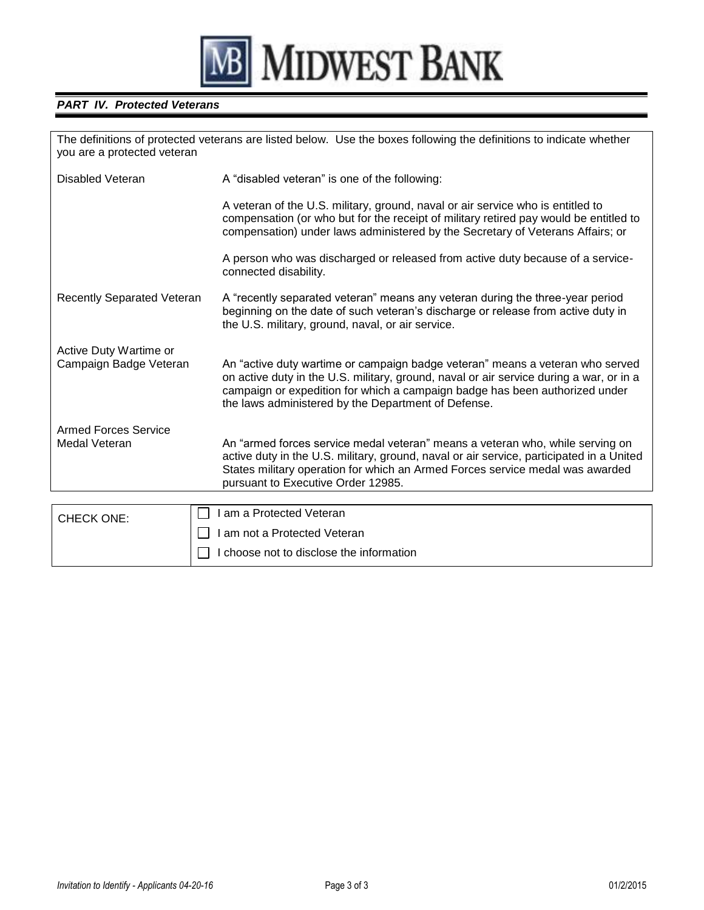# MIDWEST BANK

***PART IV. Protected Veterans***

The definitions of protected veterans are listed below. Use the boxes following the definitions to indicate whether you are a protected veteran

| | |
|---|---|
| Disabled Veteran | A "disabled veteran" is one of the following:<br><br>A veteran of the U.S. military, ground, naval or air service who is entitled to compensation (or who but for the receipt of military retired pay would be entitled to compensation) under laws administered by the Secretary of Veterans Affairs; or<br><br>A person who was discharged or released from active duty because of a service-connected disability. |
| Recently Separated Veteran | A "recently separated veteran" means any veteran during the three-year period beginning on the date of such veteran's discharge or release from active duty in the U.S. military, ground, naval, or air service. |
| Active Duty Wartime or Campaign Badge Veteran | An "active duty wartime or campaign badge veteran" means a veteran who served on active duty in the U.S. military, ground, naval or air service during a war, or in a campaign or expedition for which a campaign badge has been authorized under the laws administered by the Department of Defense. |
| Armed Forces Service Medal Veteran | An "armed forces service medal veteran" means a veteran who, while serving on active duty in the U.S. military, ground, naval or air service, participated in a United States military operation for which an Armed Forces service medal was awarded pursuant to Executive Order 12985. |

| | |
|---|---|
| CHECK ONE: | ☐ I am a Protected Veteran |
| | ☐ I am not a Protected Veteran |
| | ☐ I choose not to disclose the information |

*Invitation to Identify - Applicants 04-20-16* 01/2/2015